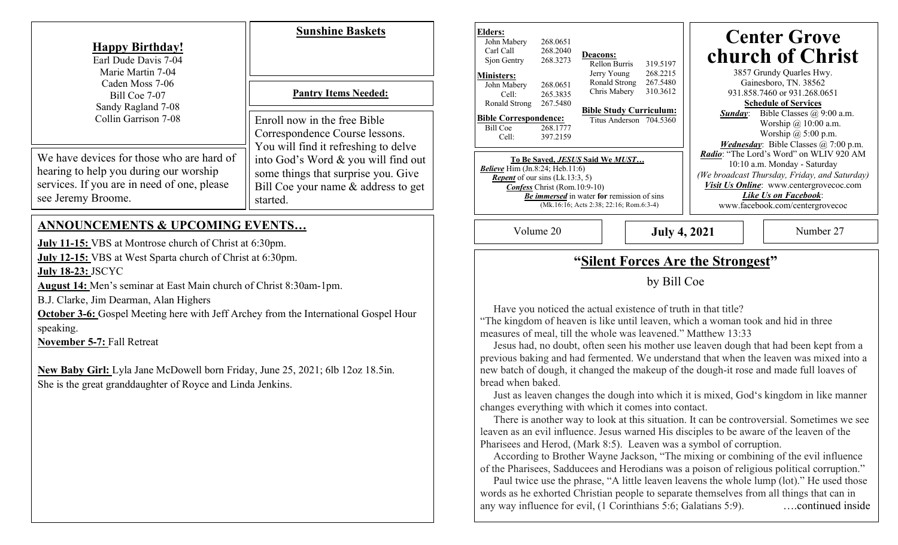## Happy Birthday!

Earl Dude Davis 7-04
Marie Martin 7-04
Caden Moss 7-06
Bill Coe 7-07
Sandy Ragland 7-08
Collin Garrison 7-08

We have devices for those who are hard of hearing to help you during our worship services. If you are in need of one, please see Jeremy Broome.

## Sunshine Baskets

## Pantry Items Needed:

Enroll now in the free Bible Correspondence Course lessons. You will find it refreshing to delve into God's Word & you will find out some things that surprise you. Give Bill Coe your name & address to get started.

## ANNOUNCEMENTS & UPCOMING EVENTS…

**July 11-15:** VBS at Montrose church of Christ at 6:30pm.

**July 12-15:** VBS at West Sparta church of Christ at 6:30pm.

**July 18-23:** JSCYC

**August 14:** Men's seminar at East Main church of Christ 8:30am-1pm.

B.J. Clarke, Jim Dearman, Alan Highers

**October 3-6:** Gospel Meeting here with Jeff Archey from the International Gospel Hour speaking.

**November 5-7:** Fall Retreat

**New Baby Girl:** Lyla Jane McDowell born Friday, June 25, 2021; 6lb 12oz 18.5in. She is the great granddaughter of Royce and Linda Jenkins.

**Elders:**
John Mabery 268.0651
Carl Call 268.2040
Sjon Gentry 268.3273

**Ministers:**
John Mabery 268.0651
Cell: 265.3835
Ronald Strong 267.5480

**Bible Correspondence:**
Bill Coe 268.1777
Cell: 397.2159

**Deacons:**
Rellon Burris 319.5197
Jerry Young 268.2215
Ronald Strong 267.5480
Chris Mabery 310.3612

**Bible Study Curriculum:**
Titus Anderson 704.5360

**To Be Saved, *JESUS* Said We *MUST*…**

***Believe*** Him (Jn.8:24; Heb.11:6)
***Repent*** of our sins (Lk.13:3, 5)
***Confess*** Christ (Rom.10:9-10)
***Be immersed*** in water **for** remission of sins (Mk.16:16; Acts 2:38; 22:16; Rom.6:3-4)

# Center Grove church of Christ

3857 Grundy Quarles Hwy.
Gainesboro, TN. 38562
931.858.7460 or 931.268.0651

**Schedule of Services**

***Sunday***: Bible Classes @ 9:00 a.m.
Worship @ 10:00 a.m.
Worship @ 5:00 p.m.

***Wednesday***: Bible Classes @ 7:00 p.m.

***Radio***: "The Lord's Word" on WLIV 920 AM 10:10 a.m. Monday - Saturday
*(We broadcast Thursday, Friday, and Saturday)*

***Visit Us Online***: www.centergrovecoc.com

***Like Us on Facebook***: www.facebook.com/centergrovecoc

Volume 20 | **July 4, 2021** | Number 27

## "Silent Forces Are the Strongest"

by Bill Coe

Have you noticed the actual existence of truth in that title?
"The kingdom of heaven is like until leaven, which a woman took and hid in three measures of meal, till the whole was leavened." Matthew 13:33

Jesus had, no doubt, often seen his mother use leaven dough that had been kept from a previous baking and had fermented. We understand that when the leaven was mixed into a new batch of dough, it changed the makeup of the dough-it rose and made full loaves of bread when baked.

Just as leaven changes the dough into which it is mixed, God's kingdom in like manner changes everything with which it comes into contact.

There is another way to look at this situation. It can be controversial. Sometimes we see leaven as an evil influence. Jesus warned His disciples to be aware of the leaven of the Pharisees and Herod, (Mark 8:5). Leaven was a symbol of corruption.

According to Brother Wayne Jackson, "The mixing or combining of the evil influence of the Pharisees, Sadducees and Herodians was a poison of religious political corruption."

Paul twice use the phrase, "A little leaven leavens the whole lump (lot)." He used those words as he exhorted Christian people to separate themselves from all things that can in any way influence for evil, (1 Corinthians 5:6; Galatians 5:9). ….continued inside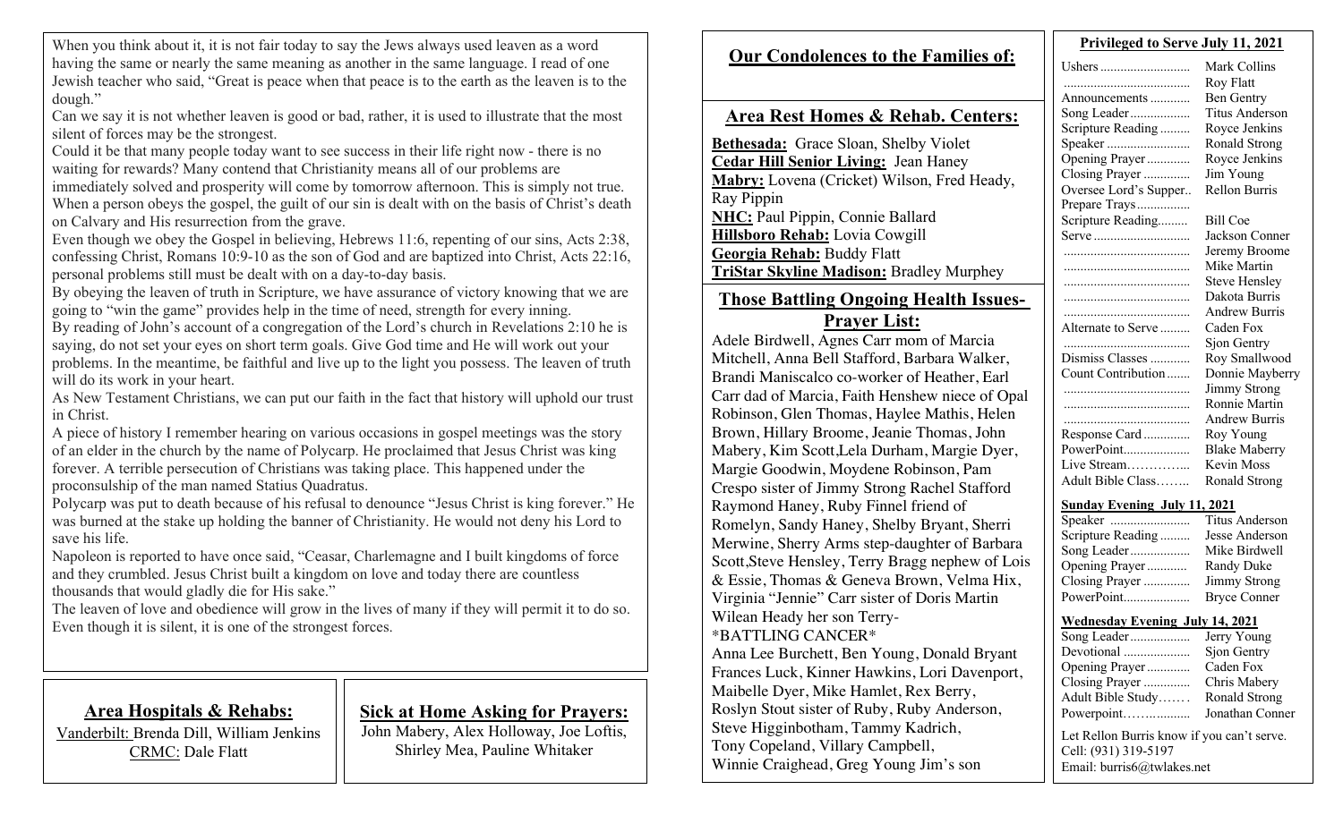When you think about it, it is not fair today to say the Jews always used leaven as a word having the same or nearly the same meaning as another in the same language. I read of one Jewish teacher who said, "Great is peace when that peace is to the earth as the leaven is to the dough."

Can we say it is not whether leaven is good or bad, rather, it is used to illustrate that the most silent of forces may be the strongest.

Could it be that many people today want to see success in their life right now - there is no waiting for rewards? Many contend that Christianity means all of our problems are immediately solved and prosperity will come by tomorrow afternoon. This is simply not true. When a person obeys the gospel, the guilt of our sin is dealt with on the basis of Christ's death on Calvary and His resurrection from the grave.

Even though we obey the Gospel in believing, Hebrews 11:6, repenting of our sins, Acts 2:38, confessing Christ, Romans 10:9-10 as the son of God and are baptized into Christ, Acts 22:16, personal problems still must be dealt with on a day-to-day basis.

By obeying the leaven of truth in Scripture, we have assurance of victory knowing that we are going to "win the game" provides help in the time of need, strength for every inning.

By reading of John's account of a congregation of the Lord's church in Revelations 2:10 he is saying, do not set your eyes on short term goals. Give God time and He will work out your problems. In the meantime, be faithful and live up to the light you possess. The leaven of truth will do its work in your heart.

As New Testament Christians, we can put our faith in the fact that history will uphold our trust in Christ.

A piece of history I remember hearing on various occasions in gospel meetings was the story of an elder in the church by the name of Polycarp. He proclaimed that Jesus Christ was king forever. A terrible persecution of Christians was taking place. This happened under the proconsulship of the man named Statius Quadratus.

Polycarp was put to death because of his refusal to denounce "Jesus Christ is king forever." He was burned at the stake up holding the banner of Christianity. He would not deny his Lord to save his life.

Napoleon is reported to have once said, "Ceasar, Charlemagne and I built kingdoms of force and they crumbled. Jesus Christ built a kingdom on love and today there are countless thousands that would gladly die for His sake."

The leaven of love and obedience will grow in the lives of many if they will permit it to do so. Even though it is silent, it is one of the strongest forces.

## Area Hospitals & Rehabs:

Vanderbilt: Brenda Dill, William Jenkins
CRMC: Dale Flatt

## Sick at Home Asking for Prayers:

John Mabery, Alex Holloway, Joe Loftis, Shirley Mea, Pauline Whitaker

## Our Condolences to the Families of:

## Area Rest Homes & Rehab. Centers:

**Bethesada:** Grace Sloan, Shelby Violet
**Cedar Hill Senior Living:** Jean Haney
**Mabry:** Lovena (Cricket) Wilson, Fred Heady, Ray Pippin
**NHC:** Paul Pippin, Connie Ballard
**Hillsboro Rehab:** Lovia Cowgill
**Georgia Rehab:** Buddy Flatt
**TriStar Skyline Madison:** Bradley Murphey

## Those Battling Ongoing Health Issues- Prayer List:

Adele Birdwell, Agnes Carr mom of Marcia Mitchell, Anna Bell Stafford, Barbara Walker, Brandi Maniscalco co-worker of Heather, Earl Carr dad of Marcia, Faith Henshew niece of Opal Robinson, Glen Thomas, Haylee Mathis, Helen Brown, Hillary Broome, Jeanie Thomas, John Mabery, Kim Scott,Lela Durham, Margie Dyer, Margie Goodwin, Moydene Robinson, Pam Crespo sister of Jimmy Strong Rachel Stafford Raymond Haney, Ruby Finnel friend of Romelyn, Sandy Haney, Shelby Bryant, Sherri Merwine, Sherry Arms step-daughter of Barbara Scott,Steve Hensley, Terry Bragg nephew of Lois & Essie, Thomas & Geneva Brown, Velma Hix, Virginia "Jennie" Carr sister of Doris Martin Wilean Heady her son Terry-

*BATTLING CANCER*

Anna Lee Burchett, Ben Young, Donald Bryant Frances Luck, Kinner Hawkins, Lori Davenport, Maibelle Dyer, Mike Hamlet, Rex Berry, Roslyn Stout sister of Ruby, Ruby Anderson, Steve Higginbotham, Tammy Kadrich, Tony Copeland, Villary Campbell, Winnie Craighead, Greg Young Jim's son

## Privileged to Serve July 11, 2021

| | |
|---|---|
| Ushers | Mark Collins |
| | Roy Flatt |
| Announcements | Ben Gentry |
| Song Leader | Titus Anderson |
| Scripture Reading | Royce Jenkins |
| Speaker | Ronald Strong |
| Opening Prayer | Royce Jenkins |
| Closing Prayer | Jim Young |
| Oversee Lord's Supper.. Prepare Trays | Rellon Burris |
| Scripture Reading | Bill Coe |
| Serve | Jackson Conner |
| | Jeremy Broome |
| | Mike Martin |
| | Steve Hensley |
| | Dakota Burris |
| | Andrew Burris |
| Alternate to Serve | Caden Fox |
| | Sjon Gentry |
| Dismiss Classes | Roy Smallwood |
| Count Contribution | Donnie Mayberry |
| | Jimmy Strong |
| | Ronnie Martin |
| | Andrew Burris |
| Response Card | Roy Young |
| PowerPoint | Blake Maberry |
| Live Stream | Kevin Moss |
| Adult Bible Class | Ronald Strong |

### Sunday Evening July 11, 2021

| | |
|---|---|
| Speaker | Titus Anderson |
| Scripture Reading | Jesse Anderson |
| Song Leader | Mike Birdwell |
| Opening Prayer | Randy Duke |
| Closing Prayer | Jimmy Strong |
| PowerPoint | Bryce Conner |

### Wednesday Evening July 14, 2021

| | |
|---|---|
| Song Leader | Jerry Young |
| Devotional | Sjon Gentry |
| Opening Prayer | Caden Fox |
| Closing Prayer | Chris Mabery |
| Adult Bible Study | Ronald Strong |
| Powerpoint | Jonathan Conner |

Let Rellon Burris know if you can't serve.
Cell: (931) 319-5197
Email: burris6@twlakes.net